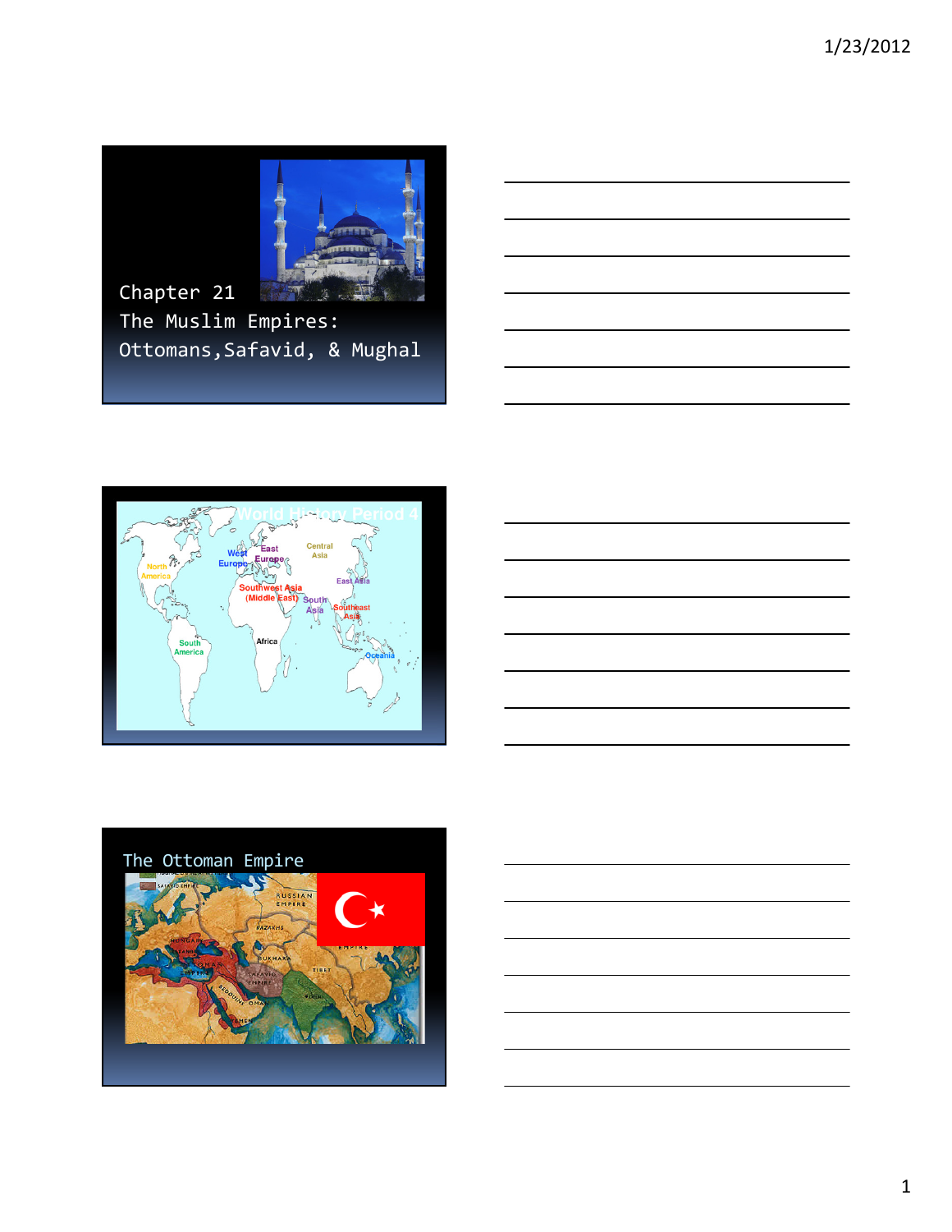Chapter 21
The Muslim Empires:
Ottomans, Safavid, & Mughal

World History Period 4

North America
South America
West Europe
East Europe
Central Asia
East Asia
Southwest Asia (Middle East)
South Asia
Southeast Asia
Africa
Oceania

The Ottoman Empire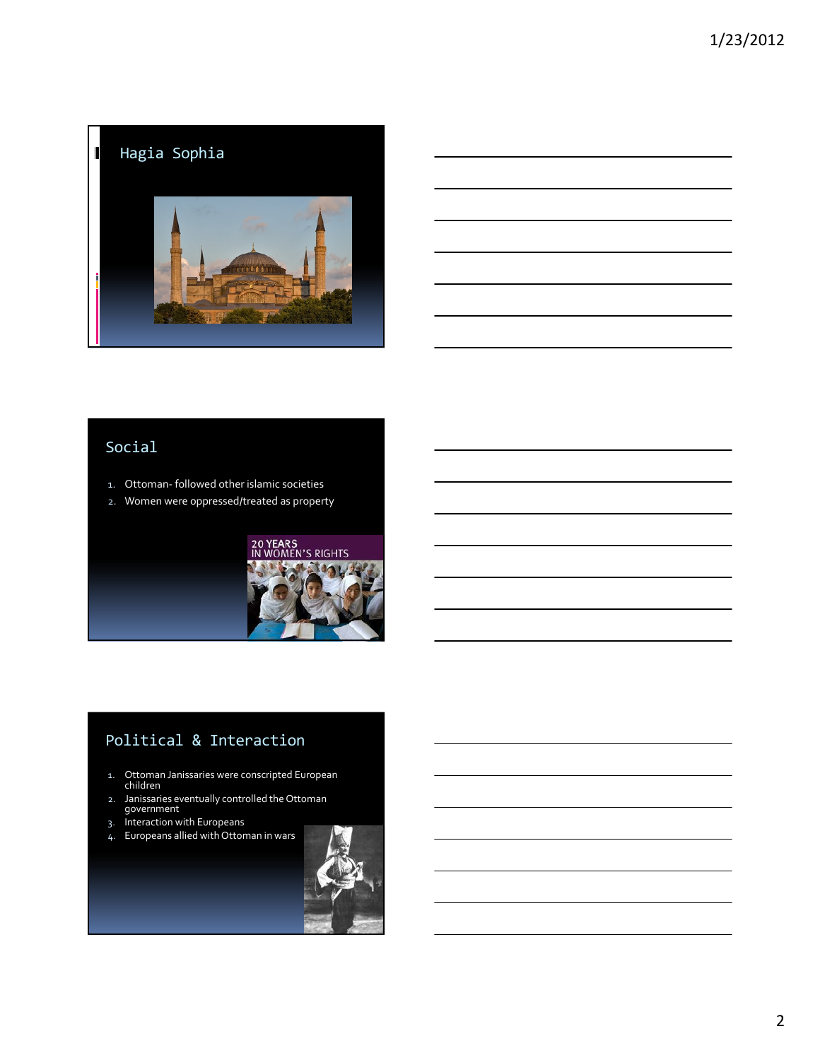## Hagia Sophia

## Social

1. Ottoman- followed other islamic societies
2. Women were oppressed/treated as property

20 YEARS
IN WOMEN'S RIGHTS

## Political & Interaction

1. Ottoman Janissaries were conscripted European children
2. Janissaries eventually controlled the Ottoman government
3. Interaction with Europeans
4. Europeans allied with Ottoman in wars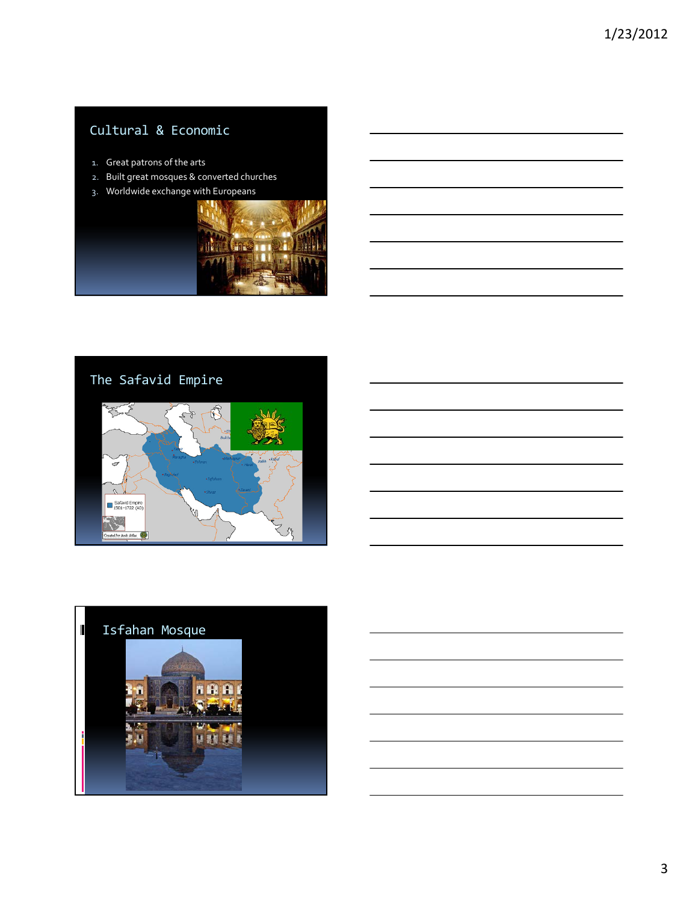## Cultural & Economic

1. Great patrons of the arts
2. Built great mosques & converted churches
3. Worldwide exchange with Europeans

## The Safavid Empire

## Isfahan Mosque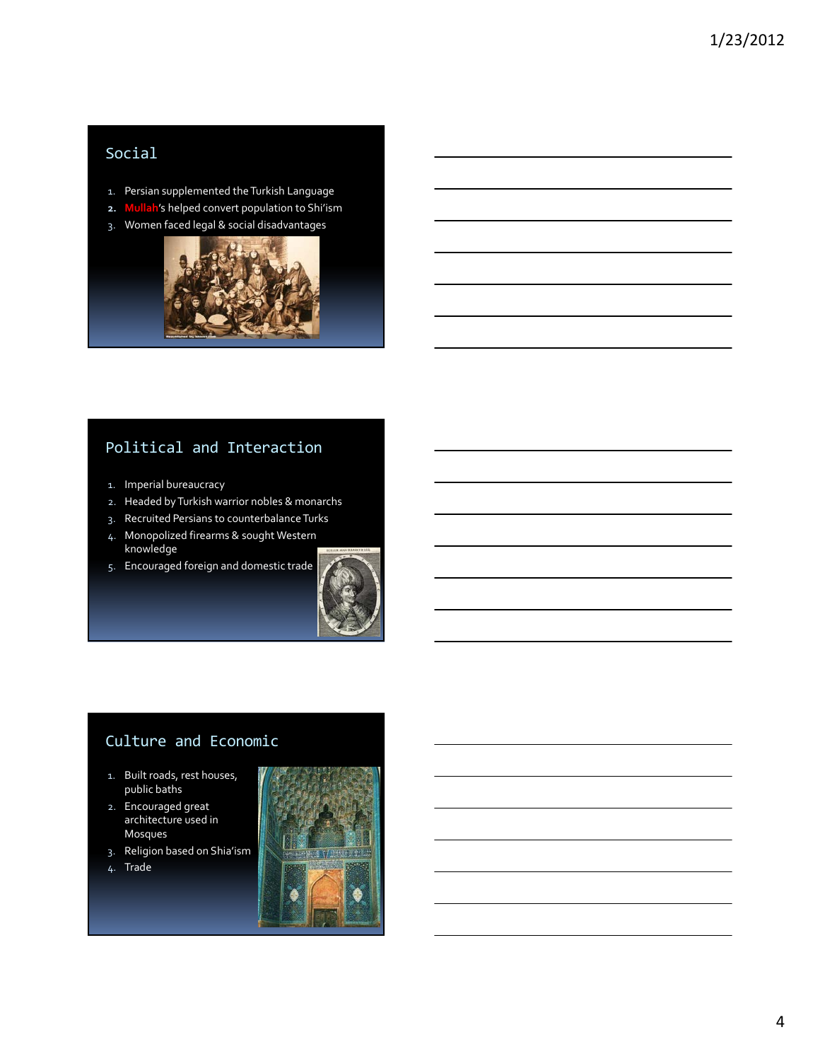## Social

1. Persian supplemented the Turkish Language
2. **Mullah**'s helped convert population to Shi'ism
3. Women faced legal & social disadvantages

## Political and Interaction

1. Imperial bureaucracy
2. Headed by Turkish warrior nobles & monarchs
3. Recruited Persians to counterbalance Turks
4. Monopolized firearms & sought Western knowledge
5. Encouraged foreign and domestic trade

## Culture and Economic

1. Built roads, rest houses, public baths
2. Encouraged great architecture used in Mosques
3. Religion based on Shia'ism
4. Trade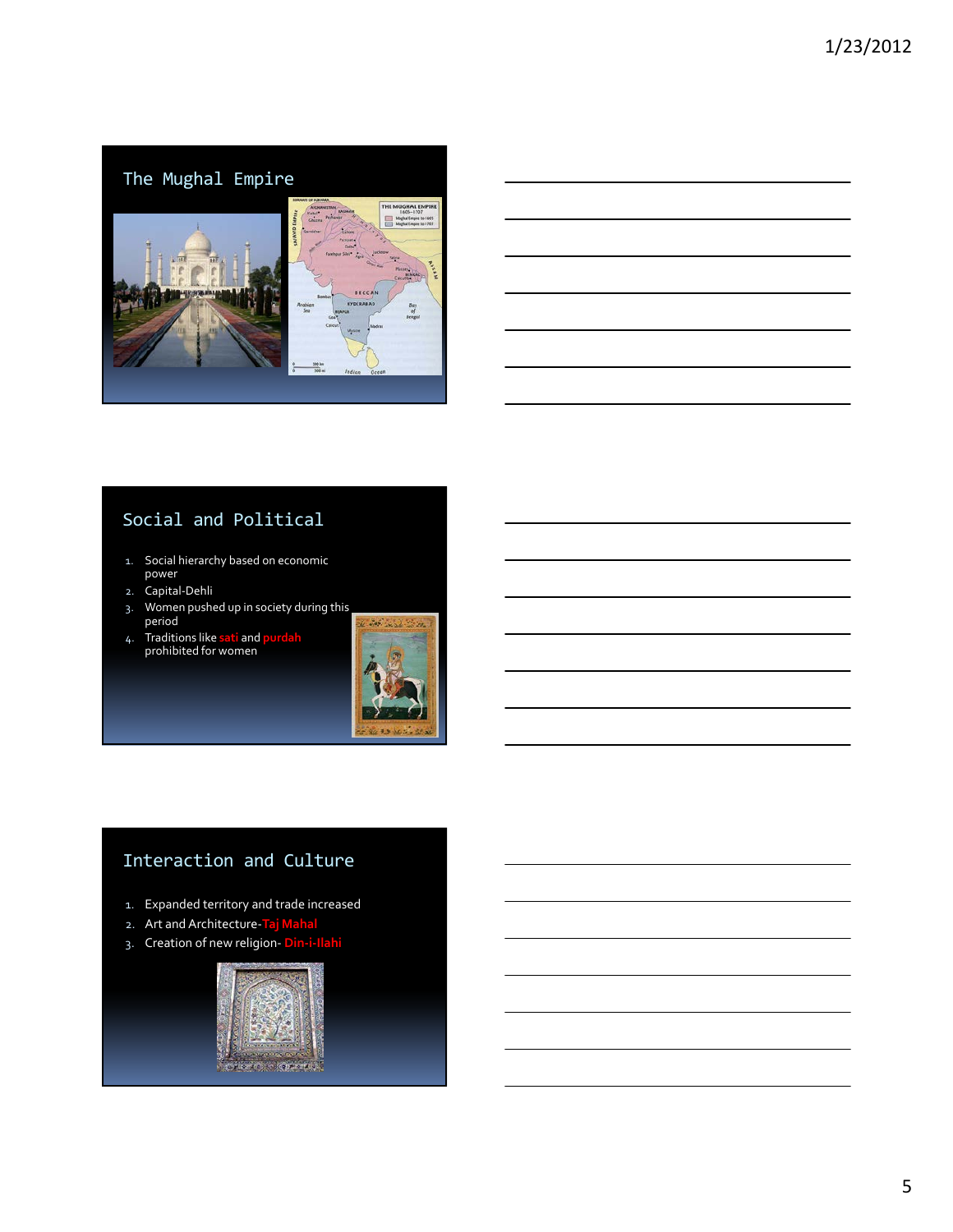## The Mughal Empire

## Social and Political

1. Social hierarchy based on economic power
2. Capital-Dehli
3. Women pushed up in society during this period
4. Traditions like **sati** and **purdah** prohibited for women

## Interaction and Culture

1. Expanded territory and trade increased
2. Art and Architecture-**Taj Mahal**
3. Creation of new religion- **Din-i-Ilahi**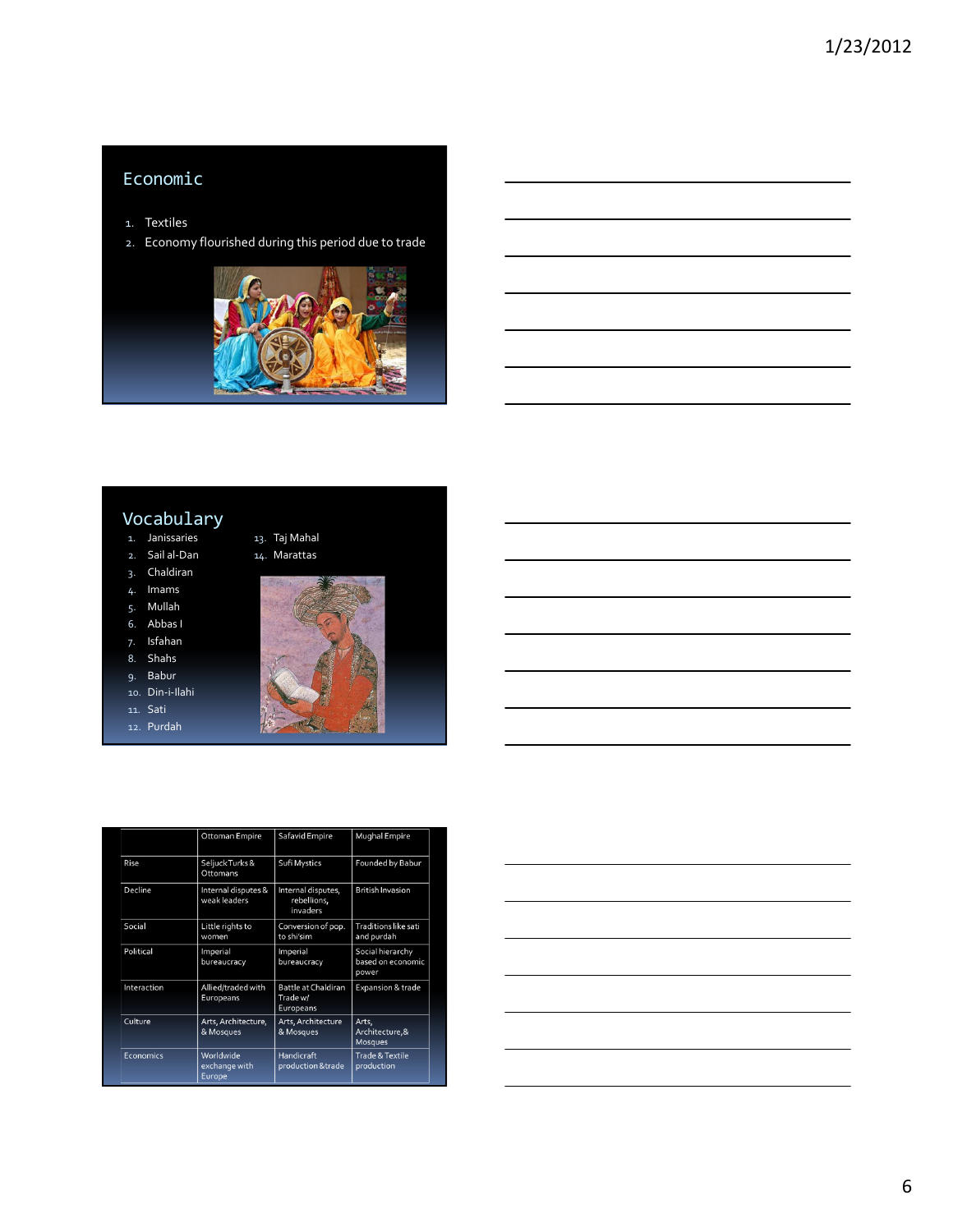## Economic

1. Textiles
2. Economy flourished during this period due to trade

## Vocabulary

1. Janissaries
2. Sail al-Dan
3. Chaldiran
4. Imams
5. Mullah
6. Abbas I
7. Isfahan
8. Shahs
9. Babur
10. Din-i-Ilahi
11. Sati
12. Purdah
13. Taj Mahal
14. Marattas

| | Ottoman Empire | Safavid Empire | Mughal Empire |
|---|---|---|---|
| Rise | Seljuck Turks & Ottomans | Sufi Mystics | Founded by Babur |
| Decline | Internal disputes & weak leaders | Internal disputes, rebellions, invaders | British Invasion |
| Social | Little rights to women | Conversion of pop. to shi'ism | Traditions like sati and purdah |
| Political | Imperial bureaucracy | Imperial bureaucracy | Social hierarchy based on economic power |
| Interaction | Allied/traded with Europeans | Battle at Chaldiran Trade w/ Europeans | Expansion & trade |
| Culture | Arts, Architecture, & Mosques | Arts, Architecture & Mosques | Arts, Architecture, & Mosques |
| Economics | Worldwide exchange with Europe | Handicraft production & trade | Trade & Textile production |